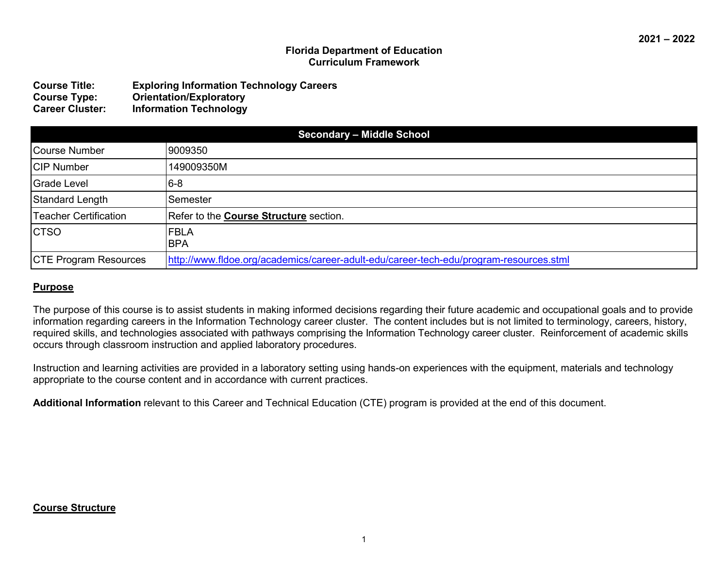**2021 – 2022**

**Florida Department of Education**
**Curriculum Framework**

**Course Title:** **Exploring Information Technology Careers**
**Course Type:** **Orientation/Exploratory**
**Career Cluster:** **Information Technology**

| **Secondary – Middle School** | |
|---|---|
| Course Number | 9009350 |
| CIP Number | 149009350M |
| Grade Level | 6-8 |
| Standard Length | Semester |
| Teacher Certification | Refer to the **Course Structure** section. |
| CTSO | FBLA<br>BPA |
| CTE Program Resources | http://www.fldoe.org/academics/career-adult-edu/career-tech-edu/program-resources.stml |

## Purpose

The purpose of this course is to assist students in making informed decisions regarding their future academic and occupational goals and to provide information regarding careers in the Information Technology career cluster. The content includes but is not limited to terminology, careers, history, required skills, and technologies associated with pathways comprising the Information Technology career cluster. Reinforcement of academic skills occurs through classroom instruction and applied laboratory procedures.

Instruction and learning activities are provided in a laboratory setting using hands-on experiences with the equipment, materials and technology appropriate to the course content and in accordance with current practices.

**Additional Information** relevant to this Career and Technical Education (CTE) program is provided at the end of this document.

## Course Structure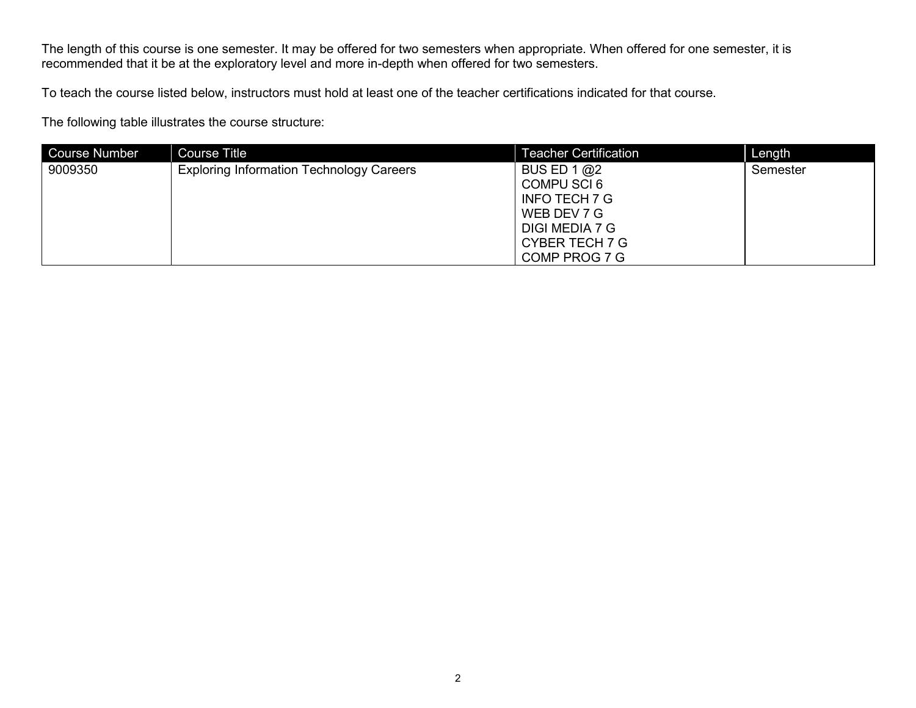The length of this course is one semester. It may be offered for two semesters when appropriate. When offered for one semester, it is recommended that it be at the exploratory level and more in-depth when offered for two semesters.

To teach the course listed below, instructors must hold at least one of the teacher certifications indicated for that course.

The following table illustrates the course structure:

| Course Number | Course Title | Teacher Certification | Length |
|---|---|---|---|
| 9009350 | Exploring Information Technology Careers | BUS ED 1 @2<br>COMPU SCI 6<br>INFO TECH 7 G<br>WEB DEV 7 G<br>DIGI MEDIA 7 G<br>CYBER TECH 7 G<br>COMP PROG 7 G | Semester |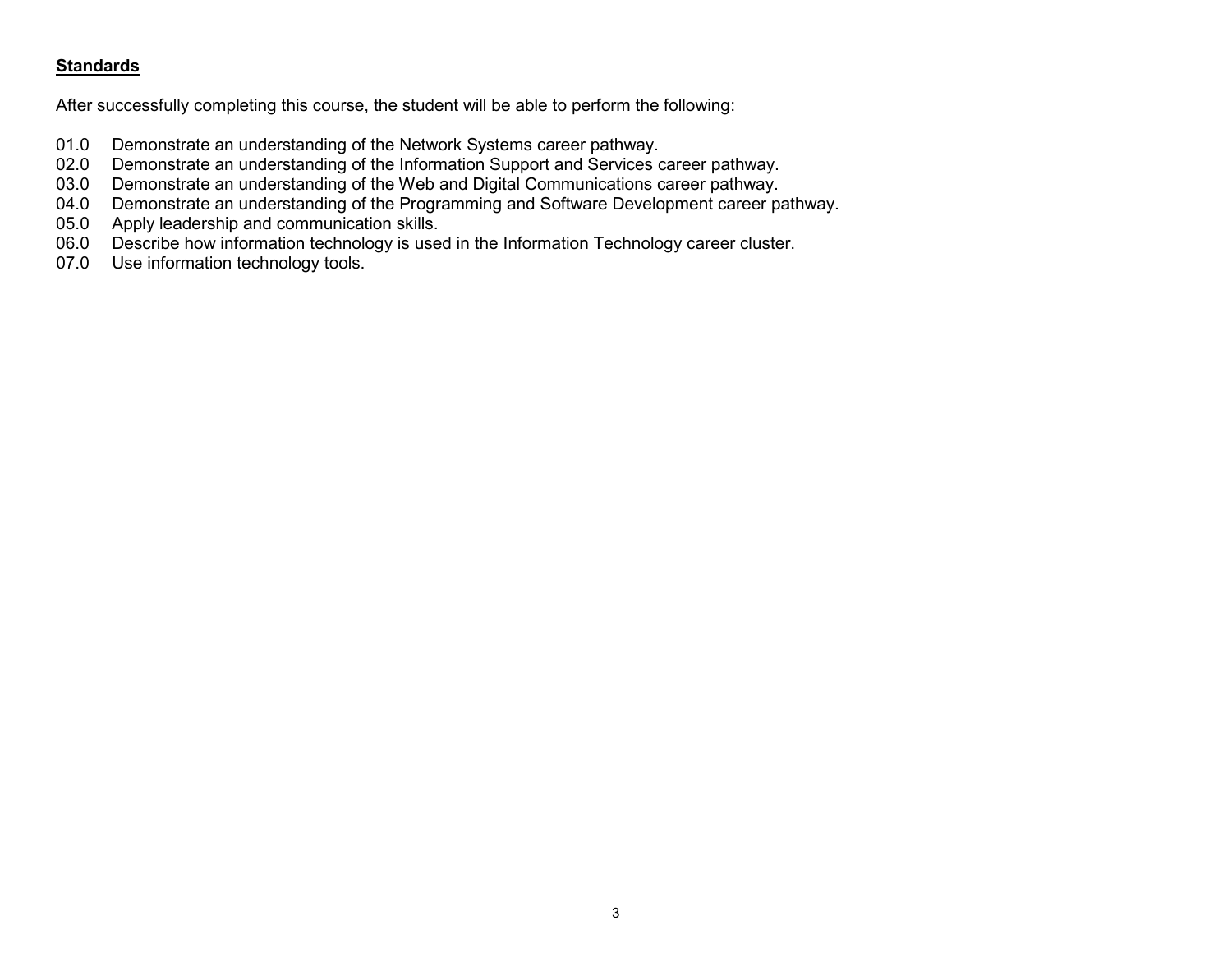## Standards

After successfully completing this course, the student will be able to perform the following:

01.0 Demonstrate an understanding of the Network Systems career pathway.
02.0 Demonstrate an understanding of the Information Support and Services career pathway.
03.0 Demonstrate an understanding of the Web and Digital Communications career pathway.
04.0 Demonstrate an understanding of the Programming and Software Development career pathway.
05.0 Apply leadership and communication skills.
06.0 Describe how information technology is used in the Information Technology career cluster.
07.0 Use information technology tools.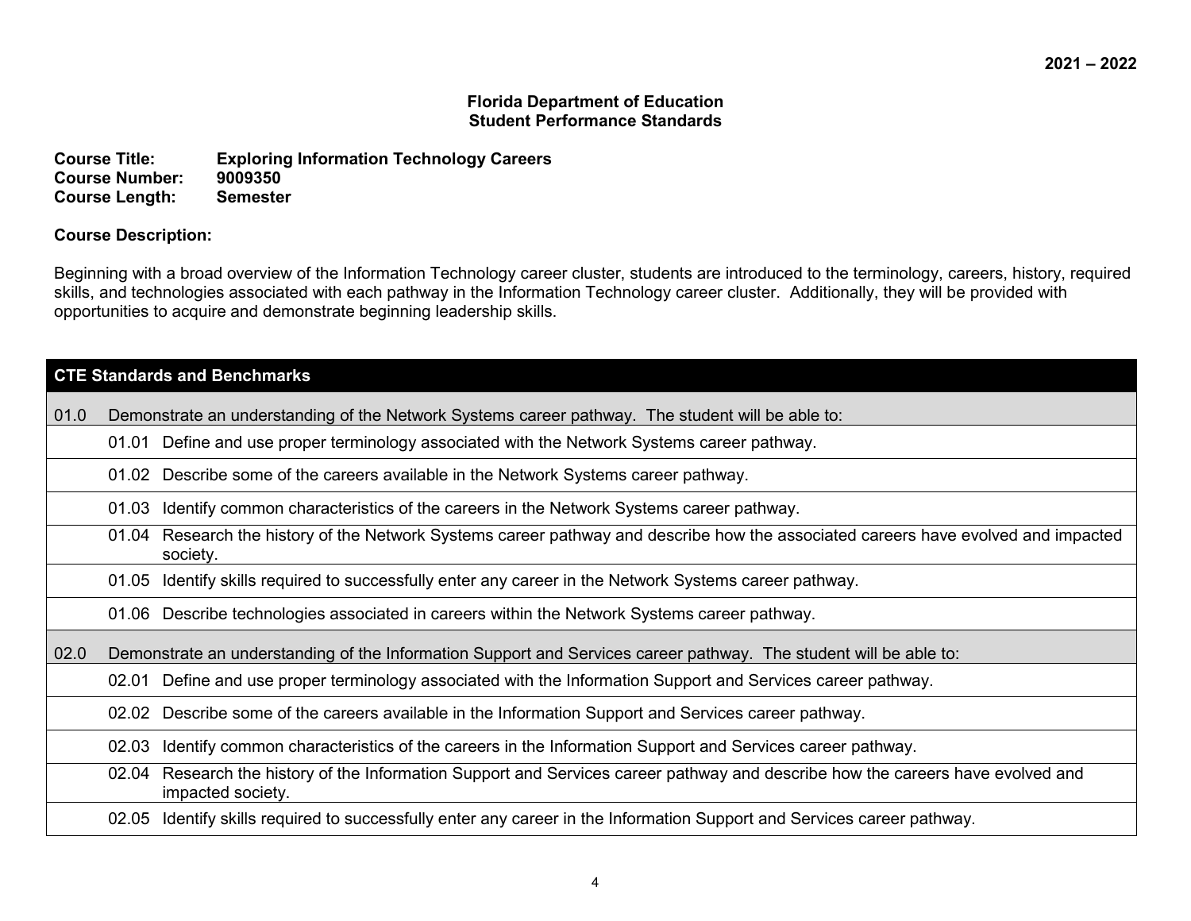2021 – 2022

**Florida Department of Education**
**Student Performance Standards**

**Course Title:** **Exploring Information Technology Careers**
**Course Number:** **9009350**
**Course Length:** **Semester**

**Course Description:**

Beginning with a broad overview of the Information Technology career cluster, students are introduced to the terminology, careers, history, required skills, and technologies associated with each pathway in the Information Technology career cluster. Additionally, they will be provided with opportunities to acquire and demonstrate beginning leadership skills.

| **CTE Standards and Benchmarks** |
| --- |
| 01.0 Demonstrate an understanding of the Network Systems career pathway. The student will be able to: |
| 01.01 Define and use proper terminology associated with the Network Systems career pathway. |
| 01.02 Describe some of the careers available in the Network Systems career pathway. |
| 01.03 Identify common characteristics of the careers in the Network Systems career pathway. |
| 01.04 Research the history of the Network Systems career pathway and describe how the associated careers have evolved and impacted society. |
| 01.05 Identify skills required to successfully enter any career in the Network Systems career pathway. |
| 01.06 Describe technologies associated in careers within the Network Systems career pathway. |
| 02.0 Demonstrate an understanding of the Information Support and Services career pathway. The student will be able to: |
| 02.01 Define and use proper terminology associated with the Information Support and Services career pathway. |
| 02.02 Describe some of the careers available in the Information Support and Services career pathway. |
| 02.03 Identify common characteristics of the careers in the Information Support and Services career pathway. |
| 02.04 Research the history of the Information Support and Services career pathway and describe how the careers have evolved and impacted society. |
| 02.05 Identify skills required to successfully enter any career in the Information Support and Services career pathway. |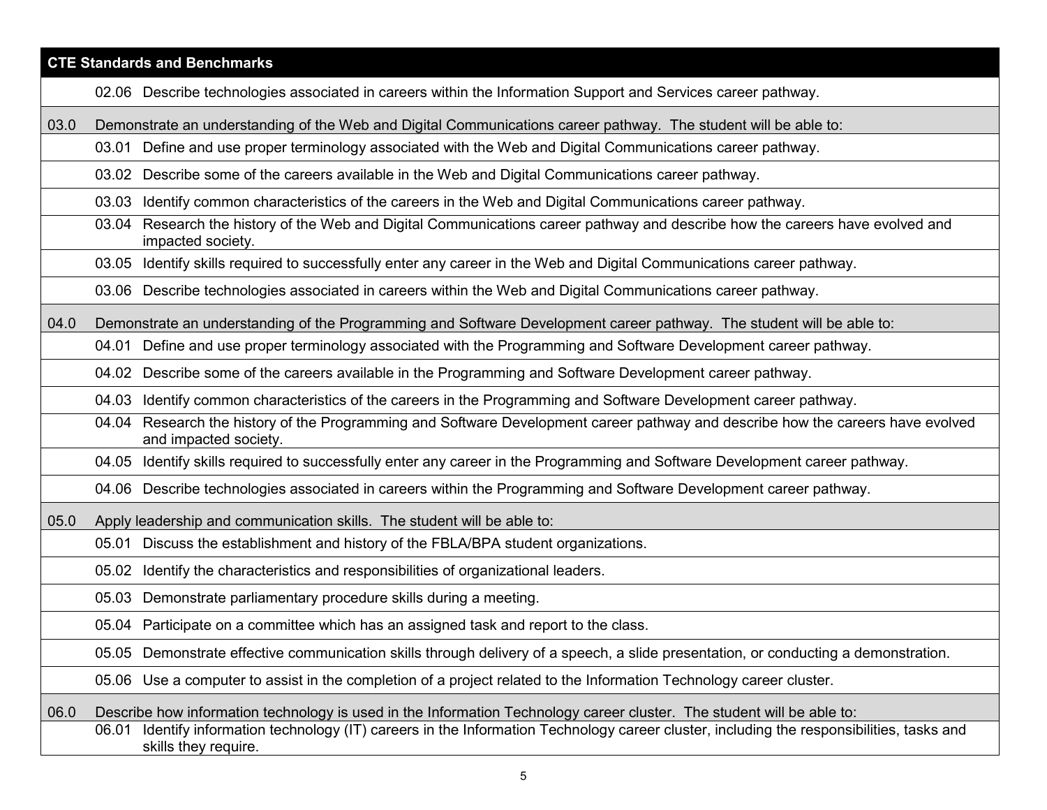| CTE Standards and Benchmarks | |
|---|---|
| | 02.06 Describe technologies associated in careers within the Information Support and Services career pathway. |
| 03.0 | Demonstrate an understanding of the Web and Digital Communications career pathway. The student will be able to: |
| | 03.01 Define and use proper terminology associated with the Web and Digital Communications career pathway. |
| | 03.02 Describe some of the careers available in the Web and Digital Communications career pathway. |
| | 03.03 Identify common characteristics of the careers in the Web and Digital Communications career pathway. |
| | 03.04 Research the history of the Web and Digital Communications career pathway and describe how the careers have evolved and impacted society. |
| | 03.05 Identify skills required to successfully enter any career in the Web and Digital Communications career pathway. |
| | 03.06 Describe technologies associated in careers within the Web and Digital Communications career pathway. |
| 04.0 | Demonstrate an understanding of the Programming and Software Development career pathway. The student will be able to: |
| | 04.01 Define and use proper terminology associated with the Programming and Software Development career pathway. |
| | 04.02 Describe some of the careers available in the Programming and Software Development career pathway. |
| | 04.03 Identify common characteristics of the careers in the Programming and Software Development career pathway. |
| | 04.04 Research the history of the Programming and Software Development career pathway and describe how the careers have evolved and impacted society. |
| | 04.05 Identify skills required to successfully enter any career in the Programming and Software Development career pathway. |
| | 04.06 Describe technologies associated in careers within the Programming and Software Development career pathway. |
| 05.0 | Apply leadership and communication skills. The student will be able to: |
| | 05.01 Discuss the establishment and history of the FBLA/BPA student organizations. |
| | 05.02 Identify the characteristics and responsibilities of organizational leaders. |
| | 05.03 Demonstrate parliamentary procedure skills during a meeting. |
| | 05.04 Participate on a committee which has an assigned task and report to the class. |
| | 05.05 Demonstrate effective communication skills through delivery of a speech, a slide presentation, or conducting a demonstration. |
| | 05.06 Use a computer to assist in the completion of a project related to the Information Technology career cluster. |
| 06.0 | Describe how information technology is used in the Information Technology career cluster. The student will be able to: |
| | 06.01 Identify information technology (IT) careers in the Information Technology career cluster, including the responsibilities, tasks and skills they require. |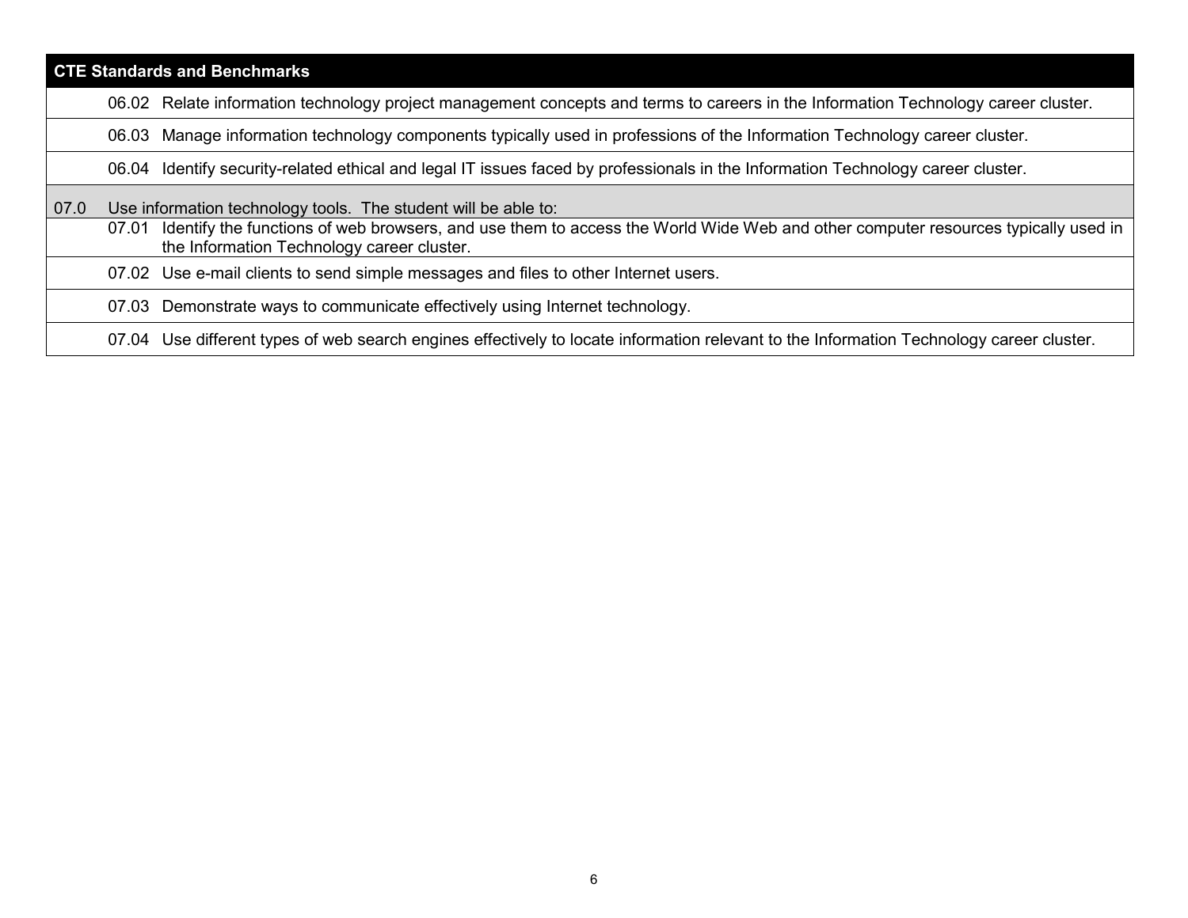| CTE Standards and Benchmarks | | |
|---|---|---|
| | 06.02 | Relate information technology project management concepts and terms to careers in the Information Technology career cluster. |
| | 06.03 | Manage information technology components typically used in professions of the Information Technology career cluster. |
| | 06.04 | Identify security-related ethical and legal IT issues faced by professionals in the Information Technology career cluster. |
| 07.0 | Use information technology tools. The student will be able to: | |
| | 07.01 | Identify the functions of web browsers, and use them to access the World Wide Web and other computer resources typically used in the Information Technology career cluster. |
| | 07.02 | Use e-mail clients to send simple messages and files to other Internet users. |
| | 07.03 | Demonstrate ways to communicate effectively using Internet technology. |
| | 07.04 | Use different types of web search engines effectively to locate information relevant to the Information Technology career cluster. |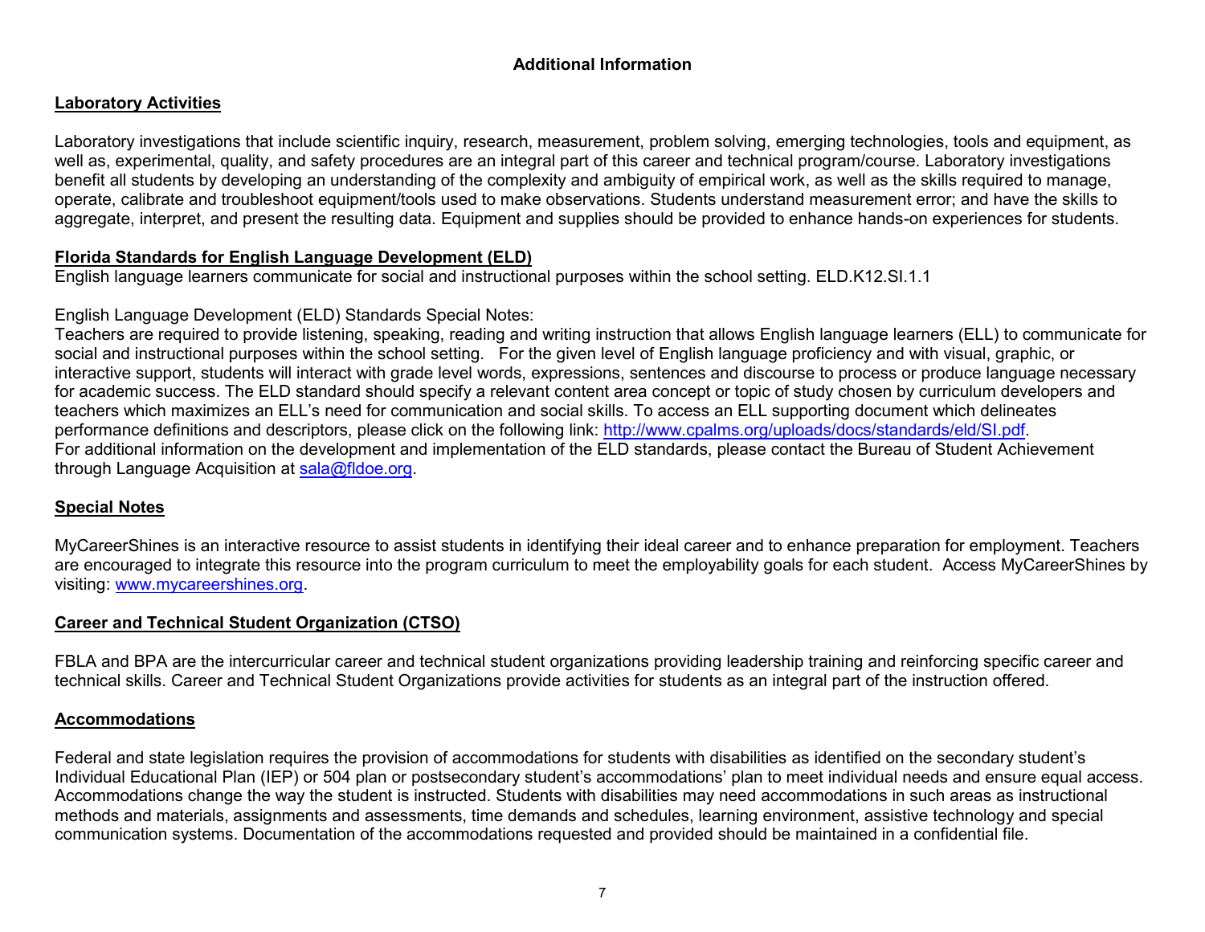## Additional Information

### Laboratory Activities

Laboratory investigations that include scientific inquiry, research, measurement, problem solving, emerging technologies, tools and equipment, as well as, experimental, quality, and safety procedures are an integral part of this career and technical program/course. Laboratory investigations benefit all students by developing an understanding of the complexity and ambiguity of empirical work, as well as the skills required to manage, operate, calibrate and troubleshoot equipment/tools used to make observations. Students understand measurement error; and have the skills to aggregate, interpret, and present the resulting data. Equipment and supplies should be provided to enhance hands-on experiences for students.

### Florida Standards for English Language Development (ELD)

English language learners communicate for social and instructional purposes within the school setting. ELD.K12.SI.1.1

English Language Development (ELD) Standards Special Notes:
Teachers are required to provide listening, speaking, reading and writing instruction that allows English language learners (ELL) to communicate for social and instructional purposes within the school setting. For the given level of English language proficiency and with visual, graphic, or interactive support, students will interact with grade level words, expressions, sentences and discourse to process or produce language necessary for academic success. The ELD standard should specify a relevant content area concept or topic of study chosen by curriculum developers and teachers which maximizes an ELL's need for communication and social skills. To access an ELL supporting document which delineates performance definitions and descriptors, please click on the following link: http://www.cpalms.org/uploads/docs/standards/eld/SI.pdf.
For additional information on the development and implementation of the ELD standards, please contact the Bureau of Student Achievement through Language Acquisition at sala@fldoe.org.

### Special Notes

MyCareerShines is an interactive resource to assist students in identifying their ideal career and to enhance preparation for employment. Teachers are encouraged to integrate this resource into the program curriculum to meet the employability goals for each student. Access MyCareerShines by visiting: www.mycareershines.org.

### Career and Technical Student Organization (CTSO)

FBLA and BPA are the intercurricular career and technical student organizations providing leadership training and reinforcing specific career and technical skills. Career and Technical Student Organizations provide activities for students as an integral part of the instruction offered.

### Accommodations

Federal and state legislation requires the provision of accommodations for students with disabilities as identified on the secondary student's Individual Educational Plan (IEP) or 504 plan or postsecondary student's accommodations' plan to meet individual needs and ensure equal access. Accommodations change the way the student is instructed. Students with disabilities may need accommodations in such areas as instructional methods and materials, assignments and assessments, time demands and schedules, learning environment, assistive technology and special communication systems. Documentation of the accommodations requested and provided should be maintained in a confidential file.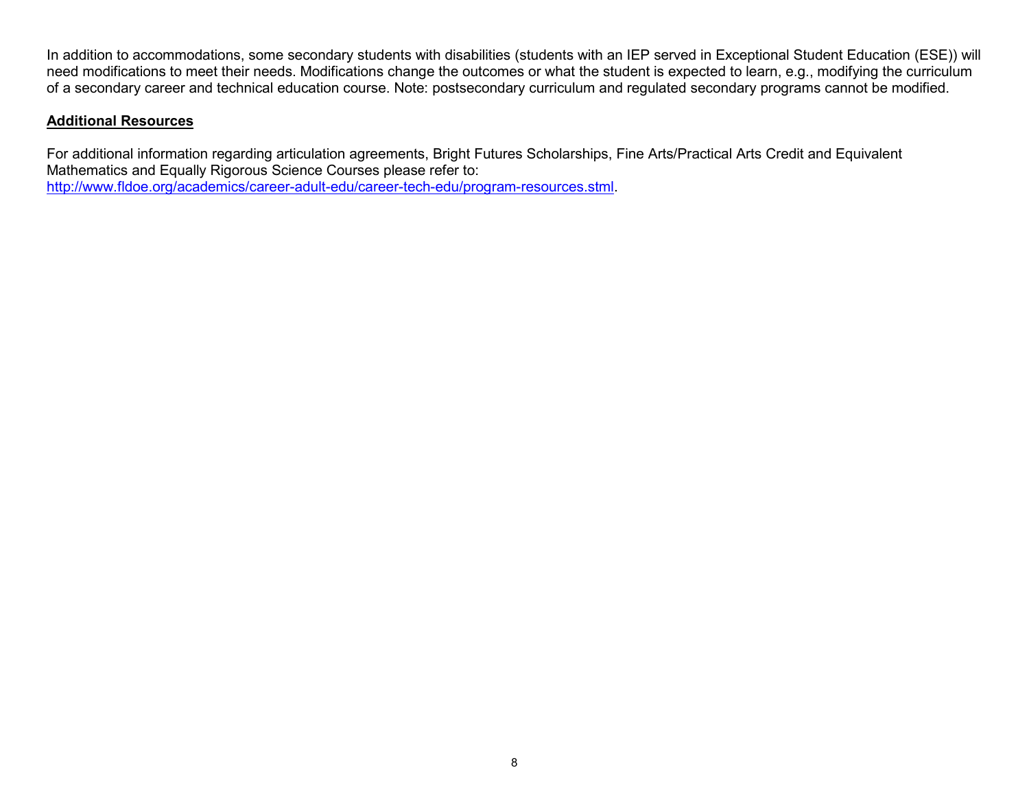In addition to accommodations, some secondary students with disabilities (students with an IEP served in Exceptional Student Education (ESE)) will need modifications to meet their needs. Modifications change the outcomes or what the student is expected to learn, e.g., modifying the curriculum of a secondary career and technical education course. Note: postsecondary curriculum and regulated secondary programs cannot be modified.

## Additional Resources

For additional information regarding articulation agreements, Bright Futures Scholarships, Fine Arts/Practical Arts Credit and Equivalent Mathematics and Equally Rigorous Science Courses please refer to: [http://www.fldoe.org/academics/career-adult-edu/career-tech-edu/program-resources.stml](http://www.fldoe.org/academics/career-adult-edu/career-tech-edu/program-resources.stml).